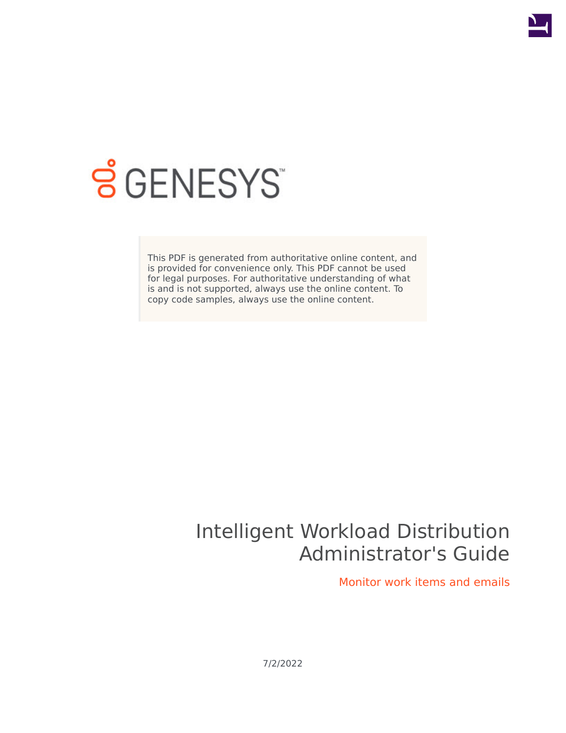GENESYS

This PDF is generated from authoritative online content, and is provided for convenience only. This PDF cannot be used for legal purposes. For authoritative understanding of what is and is not supported, always use the online content. To copy code samples, always use the online content.

# Intelligent Workload Distribution Administrator's Guide

## Monitor work items and emails

7/2/2022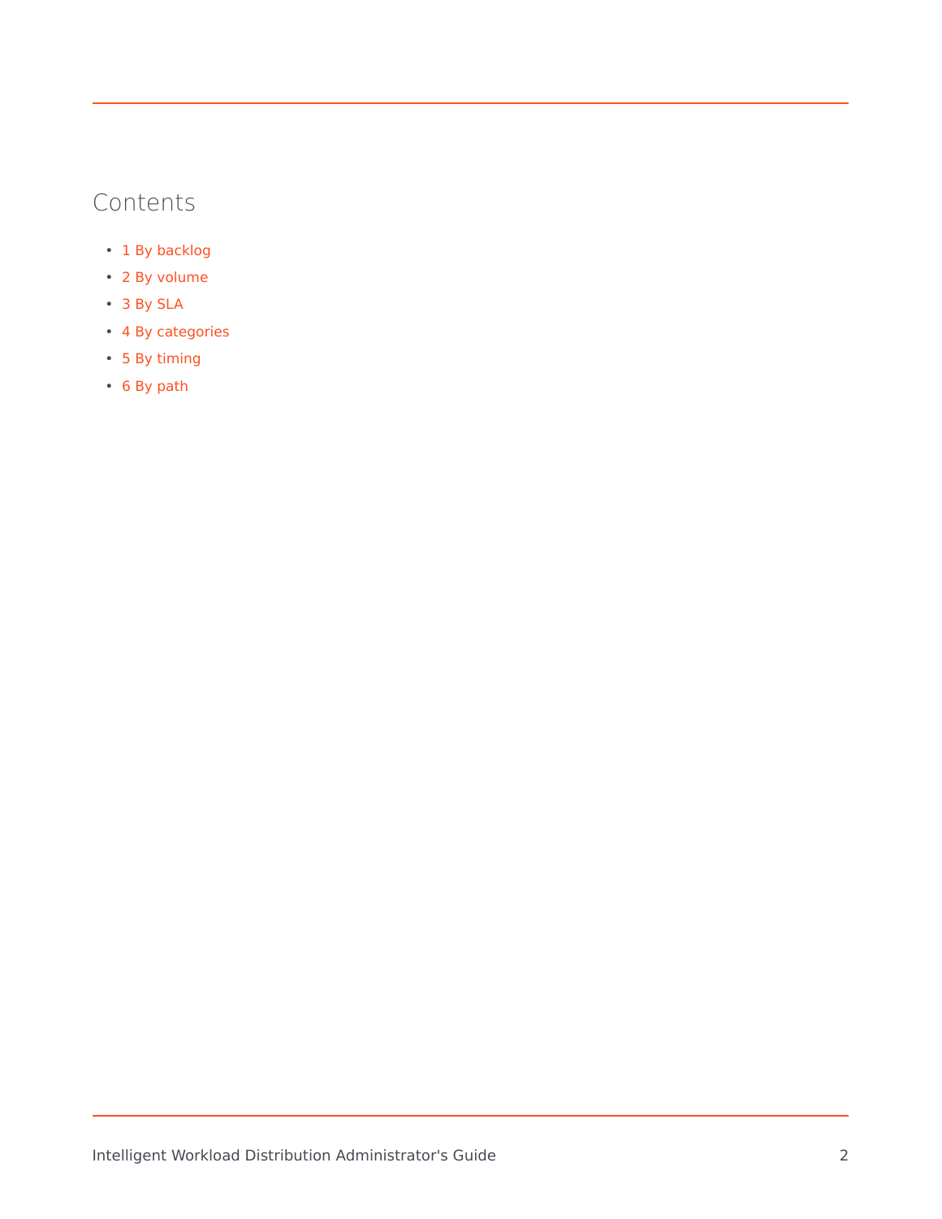## Contents

- 1 By backlog
- 2 By volume
- 3 By SLA
- 4 By categories
- 5 By timing
- 6 By path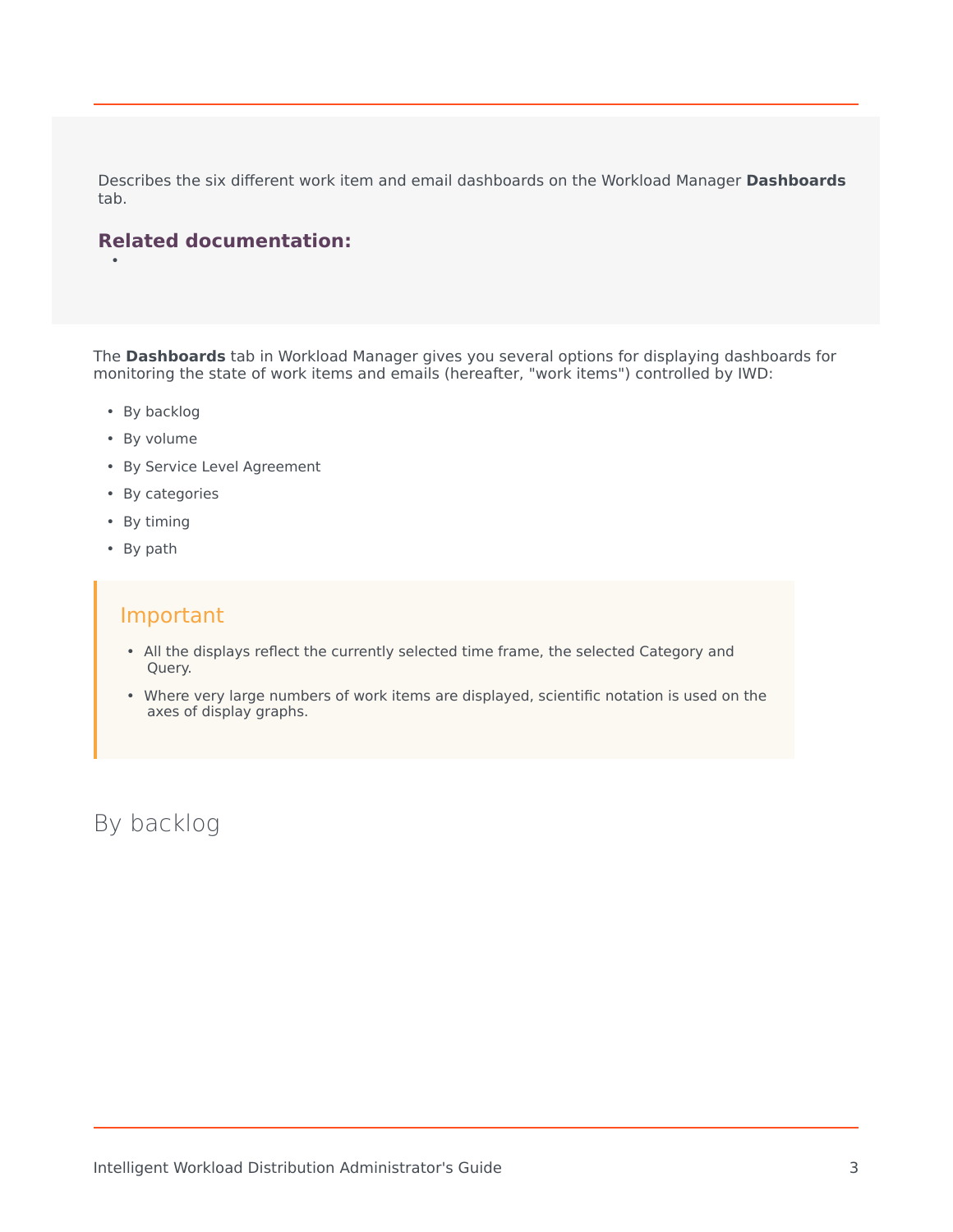Describes the six different work item and email dashboards on the Workload Manager **Dashboards** tab.

**Related documentation:**

- 

The **Dashboards** tab in Workload Manager gives you several options for displaying dashboards for monitoring the state of work items and emails (hereafter, "work items") controlled by IWD:

- By backlog
- By volume
- By Service Level Agreement
- By categories
- By timing
- By path

**Important**

- All the displays reflect the currently selected time frame, the selected Category and Query.
- Where very large numbers of work items are displayed, scientific notation is used on the axes of display graphs.

## By backlog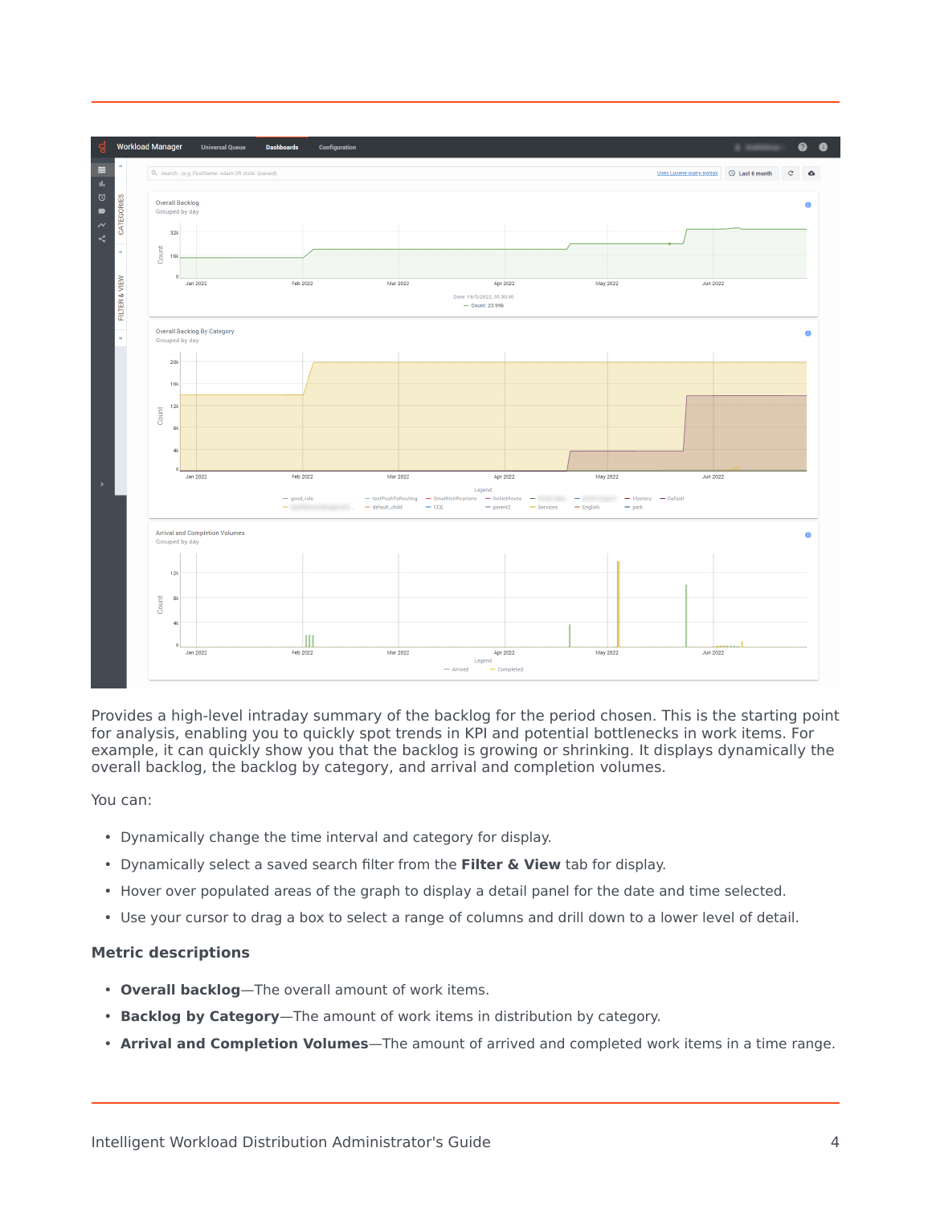Provides a high-level intraday summary of the backlog for the period chosen. This is the starting point for analysis, enabling you to quickly spot trends in KPI and potential bottlenecks in work items. For example, it can quickly show you that the backlog is growing or shrinking. It displays dynamically the overall backlog, the backlog by category, and arrival and completion volumes.

You can:

- Dynamically change the time interval and category for display.
- Dynamically select a saved search filter from the **Filter & View** tab for display.
- Hover over populated areas of the graph to display a detail panel for the date and time selected.
- Use your cursor to drag a box to select a range of columns and drill down to a lower level of detail.

### Metric descriptions

- **Overall backlog**—The overall amount of work items.
- **Backlog by Category**—The amount of work items in distribution by category.
- **Arrival and Completion Volumes**—The amount of arrived and completed work items in a time range.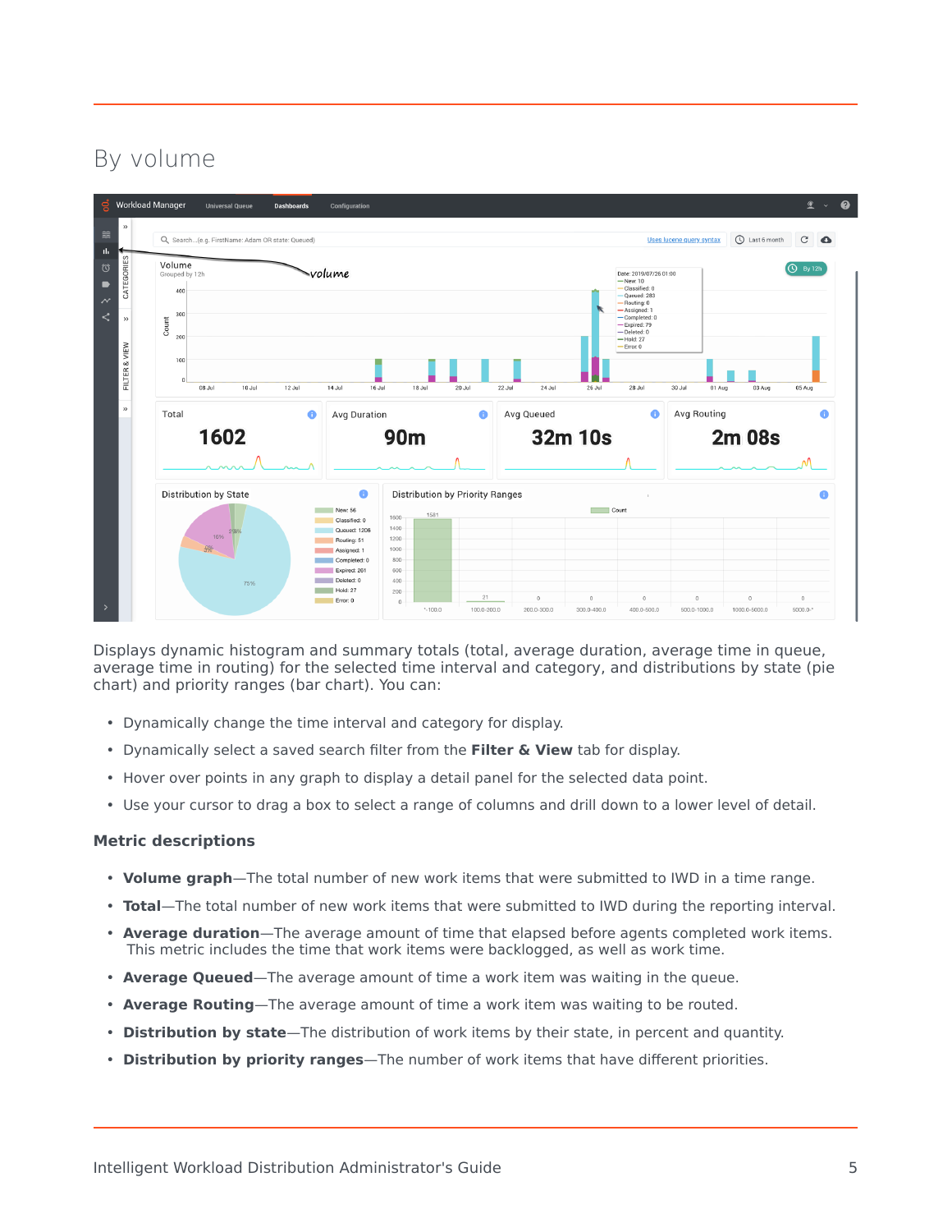## By volume

Displays dynamic histogram and summary totals (total, average duration, average time in queue, average time in routing) for the selected time interval and category, and distributions by state (pie chart) and priority ranges (bar chart). You can:

- Dynamically change the time interval and category for display.
- Dynamically select a saved search filter from the **Filter & View** tab for display.
- Hover over points in any graph to display a detail panel for the selected data point.
- Use your cursor to drag a box to select a range of columns and drill down to a lower level of detail.

### Metric descriptions

- **Volume graph**—The total number of new work items that were submitted to IWD in a time range.
- **Total**—The total number of new work items that were submitted to IWD during the reporting interval.
- **Average duration**—The average amount of time that elapsed before agents completed work items. This metric includes the time that work items were backlogged, as well as work time.
- **Average Queued**—The average amount of time a work item was waiting in the queue.
- **Average Routing**—The average amount of time a work item was waiting to be routed.
- **Distribution by state**—The distribution of work items by their state, in percent and quantity.
- **Distribution by priority ranges**—The number of work items that have different priorities.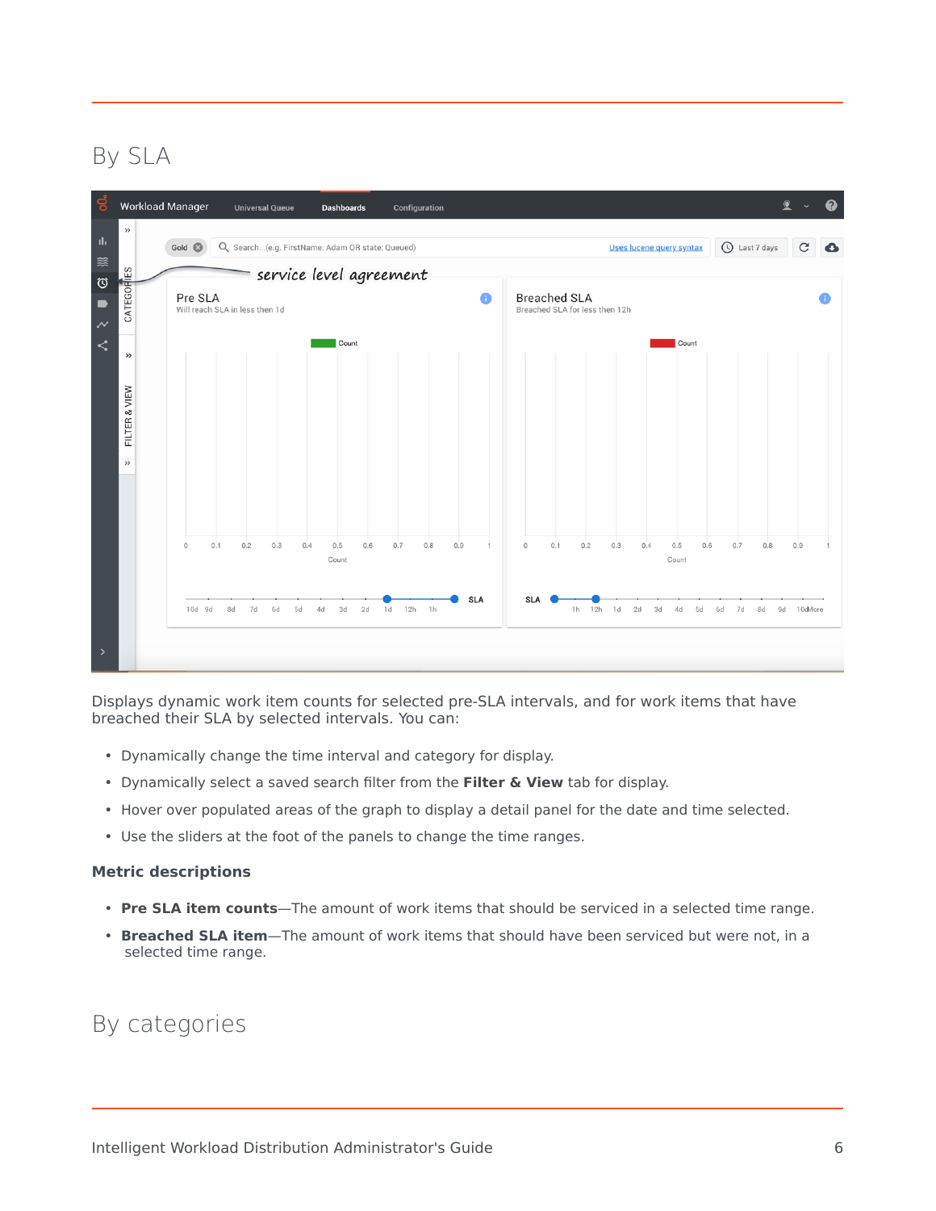## By SLA

Displays dynamic work item counts for selected pre-SLA intervals, and for work items that have breached their SLA by selected intervals. You can:

- Dynamically change the time interval and category for display.
- Dynamically select a saved search filter from the **Filter & View** tab for display.
- Hover over populated areas of the graph to display a detail panel for the date and time selected.
- Use the sliders at the foot of the panels to change the time ranges.

### Metric descriptions

- **Pre SLA item counts**—The amount of work items that should be serviced in a selected time range.
- **Breached SLA item**—The amount of work items that should have been serviced but were not, in a selected time range.

## By categories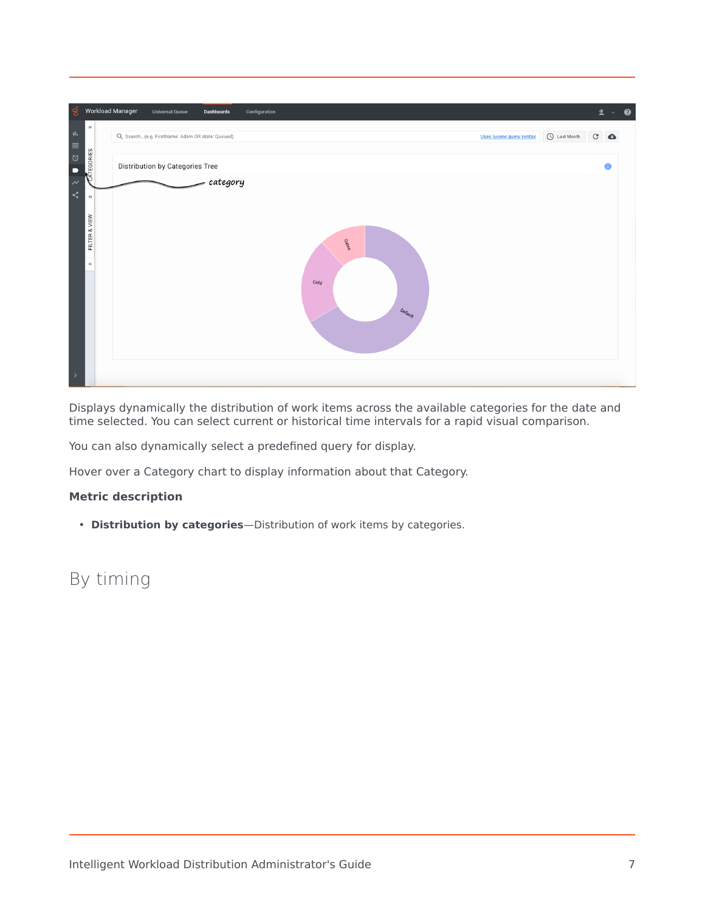Displays dynamically the distribution of work items across the available categories for the date and time selected. You can select current or historical time intervals for a rapid visual comparison.

You can also dynamically select a predefined query for display.

Hover over a Category chart to display information about that Category.

**Metric description**

- **Distribution by categories**—Distribution of work items by categories.

## By timing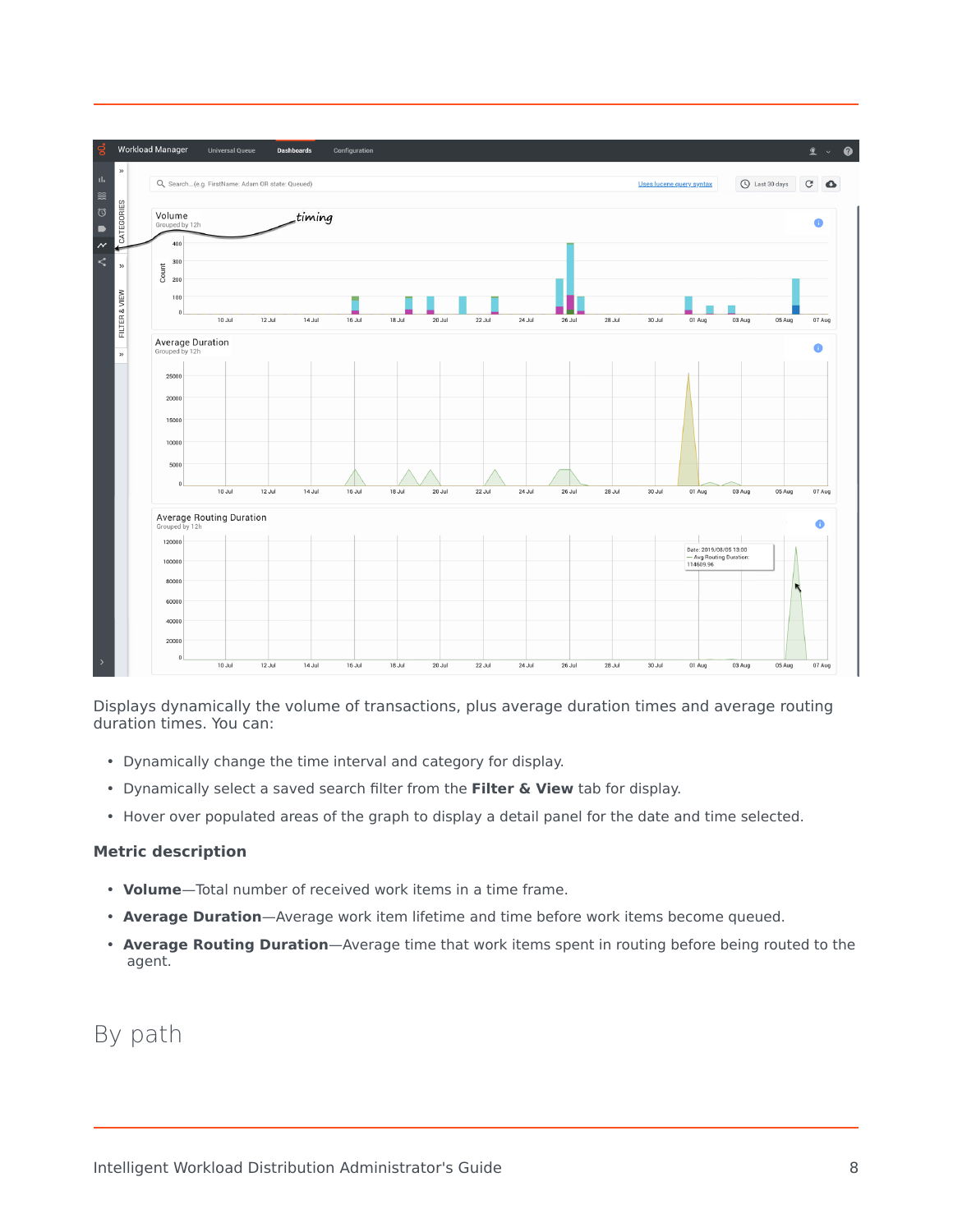Displays dynamically the volume of transactions, plus average duration times and average routing duration times. You can:

- Dynamically change the time interval and category for display.
- Dynamically select a saved search filter from the **Filter & View** tab for display.
- Hover over populated areas of the graph to display a detail panel for the date and time selected.

### Metric description

- **Volume**—Total number of received work items in a time frame.
- **Average Duration**—Average work item lifetime and time before work items become queued.
- **Average Routing Duration**—Average time that work items spent in routing before being routed to the agent.

## By path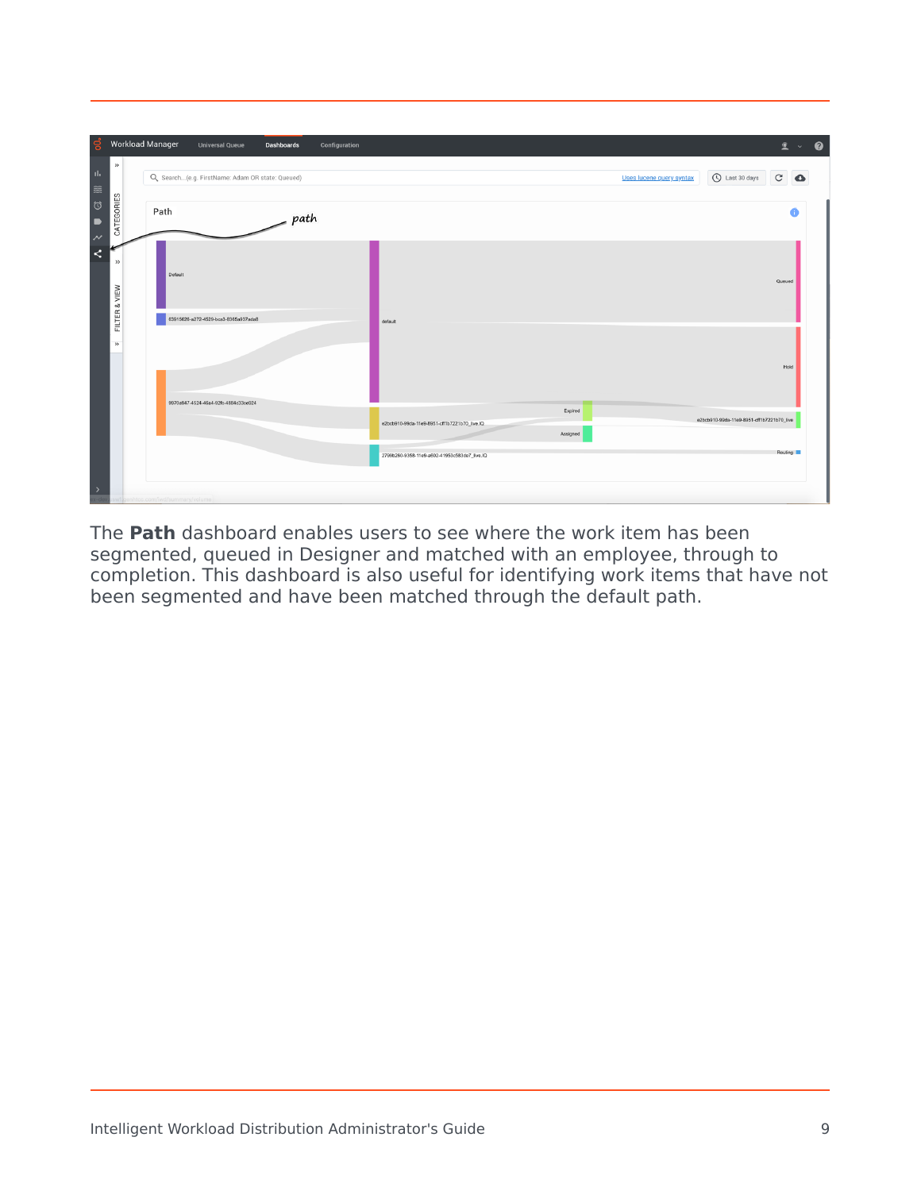The **Path** dashboard enables users to see where the work item has been segmented, queued in Designer and matched with an employee, through to completion. This dashboard is also useful for identifying work items that have not been segmented and have been matched through the default path.